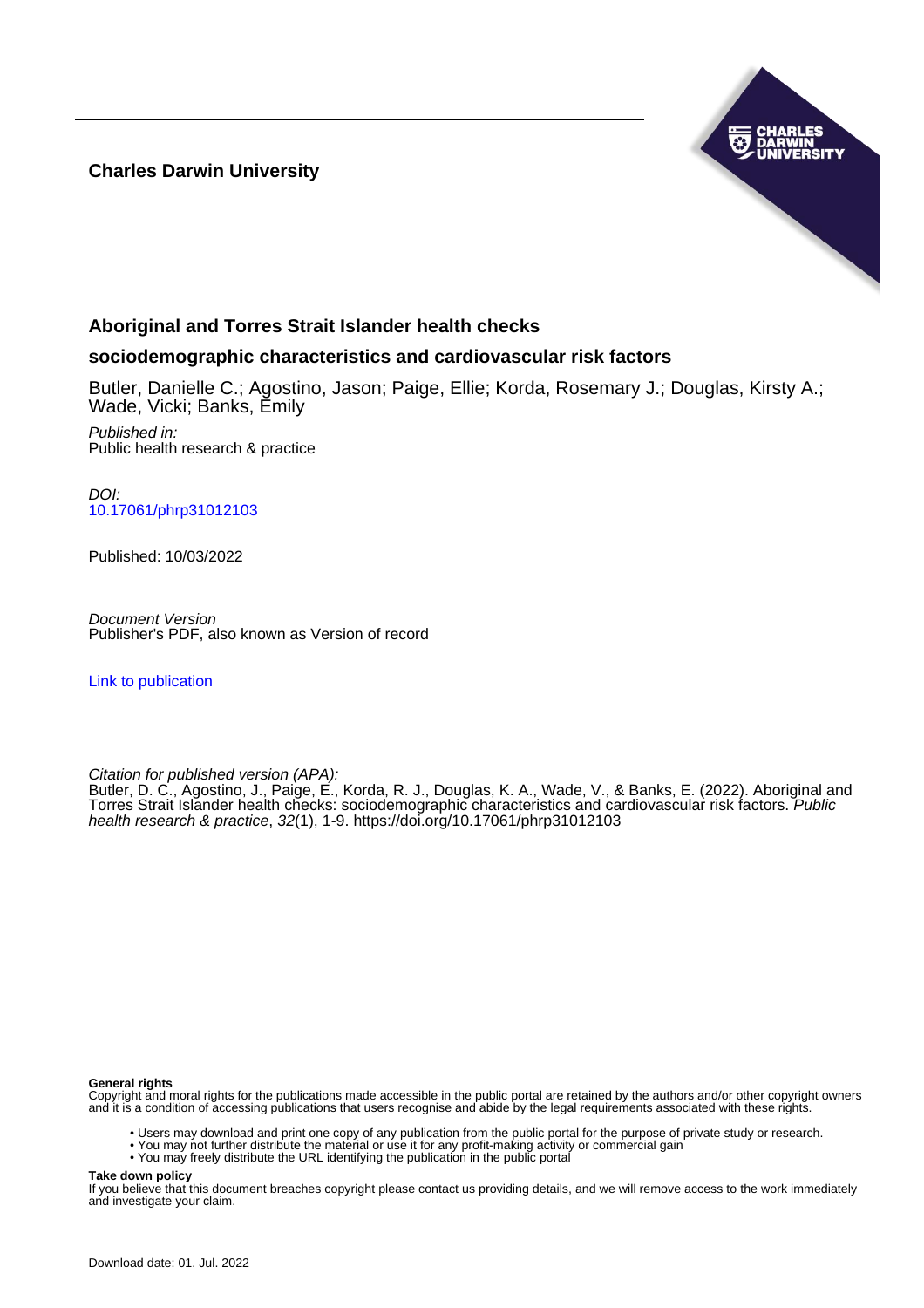**Charles Darwin University**

# Aboriginal and Torres Strait Islander health checks

## sociodemographic characteristics and cardiovascular risk factors

Butler, Danielle C.; Agostino, Jason; Paige, Ellie; Korda, Rosemary J.; Douglas, Kirsty A.; Wade, Vicki; Banks, Emily

*Published in:*
Public health research & practice

*DOI:*
10.17061/phrp31012103

Published: 10/03/2022

*Document Version*
Publisher's PDF, also known as Version of record

Link to publication

*Citation for published version (APA):*
Butler, D. C., Agostino, J., Paige, E., Korda, R. J., Douglas, K. A., Wade, V., & Banks, E. (2022). Aboriginal and Torres Strait Islander health checks: sociodemographic characteristics and cardiovascular risk factors. *Public health research & practice*, *32*(1), 1-9. https://doi.org/10.17061/phrp31012103

**General rights**
Copyright and moral rights for the publications made accessible in the public portal are retained by the authors and/or other copyright owners and it is a condition of accessing publications that users recognise and abide by the legal requirements associated with these rights.

- Users may download and print one copy of any publication from the public portal for the purpose of private study or research.
- You may not further distribute the material or use it for any profit-making activity or commercial gain
- You may freely distribute the URL identifying the publication in the public portal

**Take down policy**
If you believe that this document breaches copyright please contact us providing details, and we will remove access to the work immediately and investigate your claim.

Download date: 01. Jul. 2022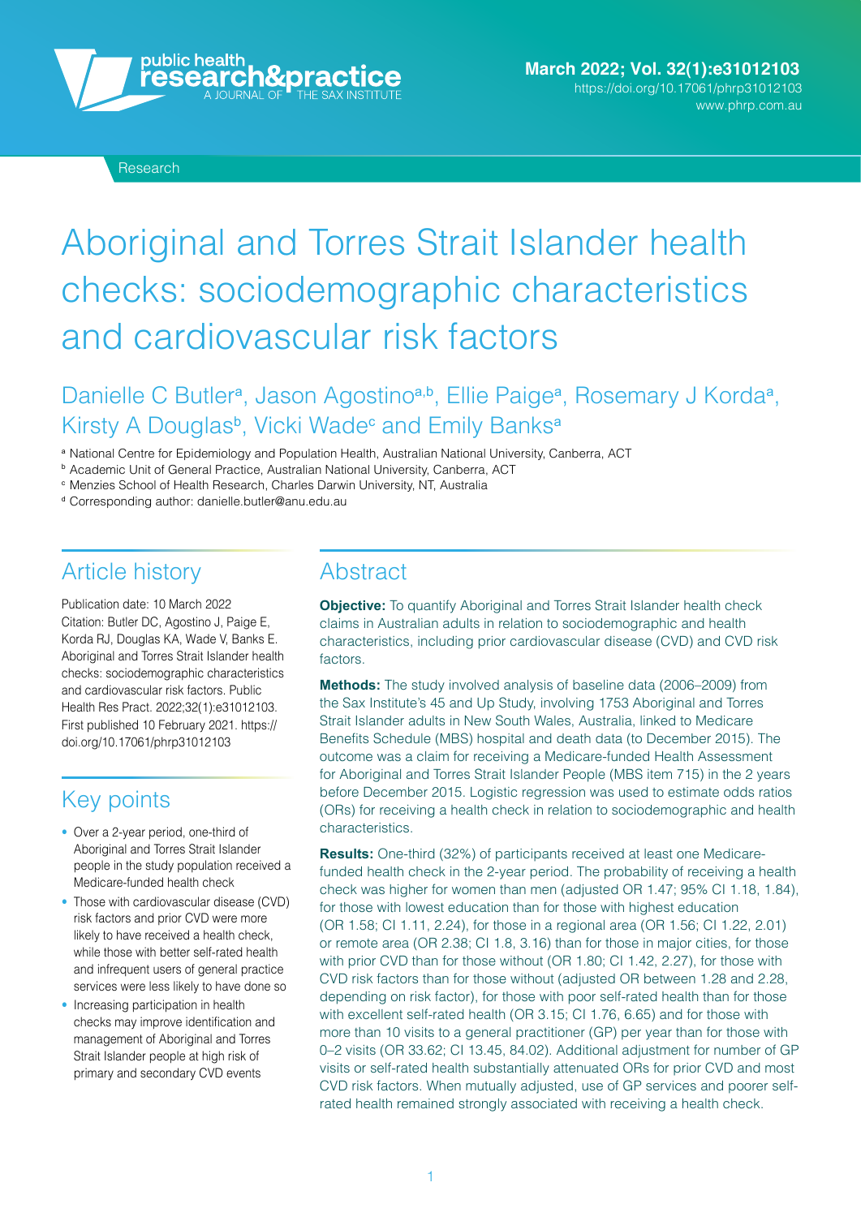# Aboriginal and Torres Strait Islander health checks: sociodemographic characteristics and cardiovascular risk factors

Danielle C Butler[a], Jason Agostino[a,b], Ellie Paige[a], Rosemary J Korda[a], Kirsty A Douglas[b], Vicki Wade[c] and Emily Banks[a]

[a] National Centre for Epidemiology and Population Health, Australian National University, Canberra, ACT
[b] Academic Unit of General Practice, Australian National University, Canberra, ACT
[c] Menzies School of Health Research, Charles Darwin University, NT, Australia
[d] Corresponding author: danielle.butler@anu.edu.au

## Article history

Publication date: 10 March 2022
Citation: Butler DC, Agostino J, Paige E, Korda RJ, Douglas KA, Wade V, Banks E. Aboriginal and Torres Strait Islander health checks: sociodemographic characteristics and cardiovascular risk factors. Public Health Res Pract. 2022;32(1):e31012103. First published 10 February 2021. https://doi.org/10.17061/phrp31012103

## Key points

- Over a 2-year period, one-third of Aboriginal and Torres Strait Islander people in the study population received a Medicare-funded health check
- Those with cardiovascular disease (CVD) risk factors and prior CVD were more likely to have received a health check, while those with better self-rated health and infrequent users of general practice services were less likely to have done so
- Increasing participation in health checks may improve identification and management of Aboriginal and Torres Strait Islander people at high risk of primary and secondary CVD events

## Abstract

**Objective:** To quantify Aboriginal and Torres Strait Islander health check claims in Australian adults in relation to sociodemographic and health characteristics, including prior cardiovascular disease (CVD) and CVD risk factors.

**Methods:** The study involved analysis of baseline data (2006–2009) from the Sax Institute's 45 and Up Study, involving 1753 Aboriginal and Torres Strait Islander adults in New South Wales, Australia, linked to Medicare Benefits Schedule (MBS) hospital and death data (to December 2015). The outcome was a claim for receiving a Medicare-funded Health Assessment for Aboriginal and Torres Strait Islander People (MBS item 715) in the 2 years before December 2015. Logistic regression was used to estimate odds ratios (ORs) for receiving a health check in relation to sociodemographic and health characteristics.

**Results:** One-third (32%) of participants received at least one Medicare-funded health check in the 2-year period. The probability of receiving a health check was higher for women than men (adjusted OR 1.47; 95% CI 1.18, 1.84), for those with lowest education than for those with highest education (OR 1.58; CI 1.11, 2.24), for those in a regional area (OR 1.56; CI 1.22, 2.01) or remote area (OR 2.38; CI 1.8, 3.16) than for those in major cities, for those with prior CVD than for those without (OR 1.80; CI 1.42, 2.27), for those with CVD risk factors than for those without (adjusted OR between 1.28 and 2.28, depending on risk factor), for those with poor self-rated health than for those with excellent self-rated health (OR 3.15; CI 1.76, 6.65) and for those with more than 10 visits to a general practitioner (GP) per year than for those with 0–2 visits (OR 33.62; CI 13.45, 84.02). Additional adjustment for number of GP visits or self-rated health substantially attenuated ORs for prior CVD and most CVD risk factors. When mutually adjusted, use of GP services and poorer self-rated health remained strongly associated with receiving a health check.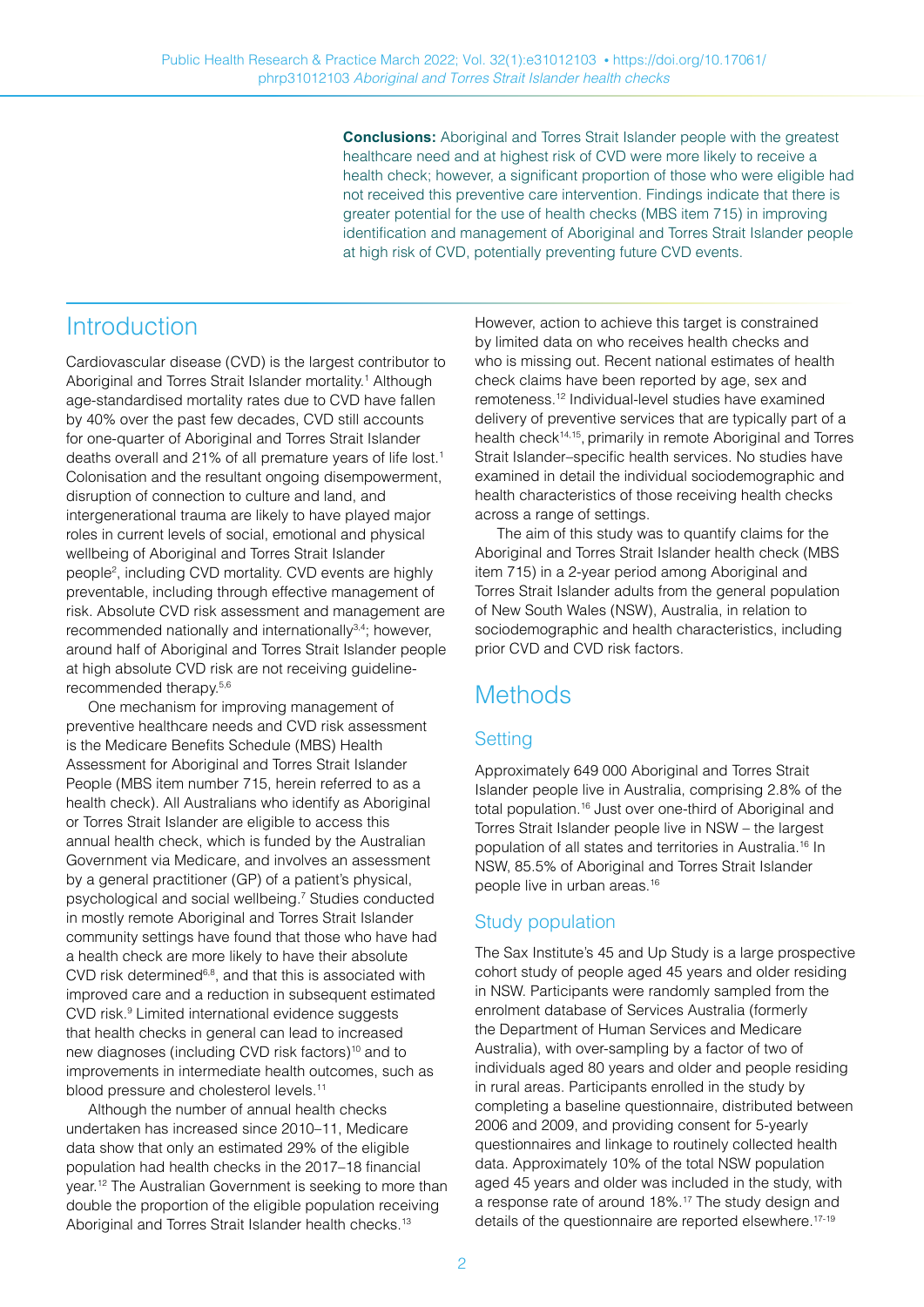**Conclusions:** Aboriginal and Torres Strait Islander people with the greatest healthcare need and at highest risk of CVD were more likely to receive a health check; however, a significant proportion of those who were eligible had not received this preventive care intervention. Findings indicate that there is greater potential for the use of health checks (MBS item 715) in improving identification and management of Aboriginal and Torres Strait Islander people at high risk of CVD, potentially preventing future CVD events.

## Introduction

Cardiovascular disease (CVD) is the largest contributor to Aboriginal and Torres Strait Islander mortality.[1] Although age-standardised mortality rates due to CVD have fallen by 40% over the past few decades, CVD still accounts for one-quarter of Aboriginal and Torres Strait Islander deaths overall and 21% of all premature years of life lost.[1] Colonisation and the resultant ongoing disempowerment, disruption of connection to culture and land, and intergenerational trauma are likely to have played major roles in current levels of social, emotional and physical wellbeing of Aboriginal and Torres Strait Islander people[2], including CVD mortality. CVD events are highly preventable, including through effective management of risk. Absolute CVD risk assessment and management are recommended nationally and internationally[3,4]; however, around half of Aboriginal and Torres Strait Islander people at high absolute CVD risk are not receiving guideline-recommended therapy.[5,6]

One mechanism for improving management of preventive healthcare needs and CVD risk assessment is the Medicare Benefits Schedule (MBS) Health Assessment for Aboriginal and Torres Strait Islander People (MBS item number 715, herein referred to as a health check). All Australians who identify as Aboriginal or Torres Strait Islander are eligible to access this annual health check, which is funded by the Australian Government via Medicare, and involves an assessment by a general practitioner (GP) of a patient's physical, psychological and social wellbeing.[7] Studies conducted in mostly remote Aboriginal and Torres Strait Islander community settings have found that those who have had a health check are more likely to have their absolute CVD risk determined[6,8], and that this is associated with improved care and a reduction in subsequent estimated CVD risk.[9] Limited international evidence suggests that health checks in general can lead to increased new diagnoses (including CVD risk factors)[10] and to improvements in intermediate health outcomes, such as blood pressure and cholesterol levels.[11]

Although the number of annual health checks undertaken has increased since 2010–11, Medicare data show that only an estimated 29% of the eligible population had health checks in the 2017–18 financial year.[12] The Australian Government is seeking to more than double the proportion of the eligible population receiving Aboriginal and Torres Strait Islander health checks.[13] However, action to achieve this target is constrained by limited data on who receives health checks and who is missing out. Recent national estimates of health check claims have been reported by age, sex and remoteness.[12] Individual-level studies have examined delivery of preventive services that are typically part of a health check[14,15], primarily in remote Aboriginal and Torres Strait Islander–specific health services. No studies have examined in detail the individual sociodemographic and health characteristics of those receiving health checks across a range of settings.

The aim of this study was to quantify claims for the Aboriginal and Torres Strait Islander health check (MBS item 715) in a 2-year period among Aboriginal and Torres Strait Islander adults from the general population of New South Wales (NSW), Australia, in relation to sociodemographic and health characteristics, including prior CVD and CVD risk factors.

## Methods

### Setting

Approximately 649 000 Aboriginal and Torres Strait Islander people live in Australia, comprising 2.8% of the total population.[16] Just over one-third of Aboriginal and Torres Strait Islander people live in NSW – the largest population of all states and territories in Australia.[16] In NSW, 85.5% of Aboriginal and Torres Strait Islander people live in urban areas.[16]

### Study population

The Sax Institute's 45 and Up Study is a large prospective cohort study of people aged 45 years and older residing in NSW. Participants were randomly sampled from the enrolment database of Services Australia (formerly the Department of Human Services and Medicare Australia), with over-sampling by a factor of two of individuals aged 80 years and older and people residing in rural areas. Participants enrolled in the study by completing a baseline questionnaire, distributed between 2006 and 2009, and providing consent for 5-yearly questionnaires and linkage to routinely collected health data. Approximately 10% of the total NSW population aged 45 years and older was included in the study, with a response rate of around 18%.[17] The study design and details of the questionnaire are reported elsewhere.[17-19]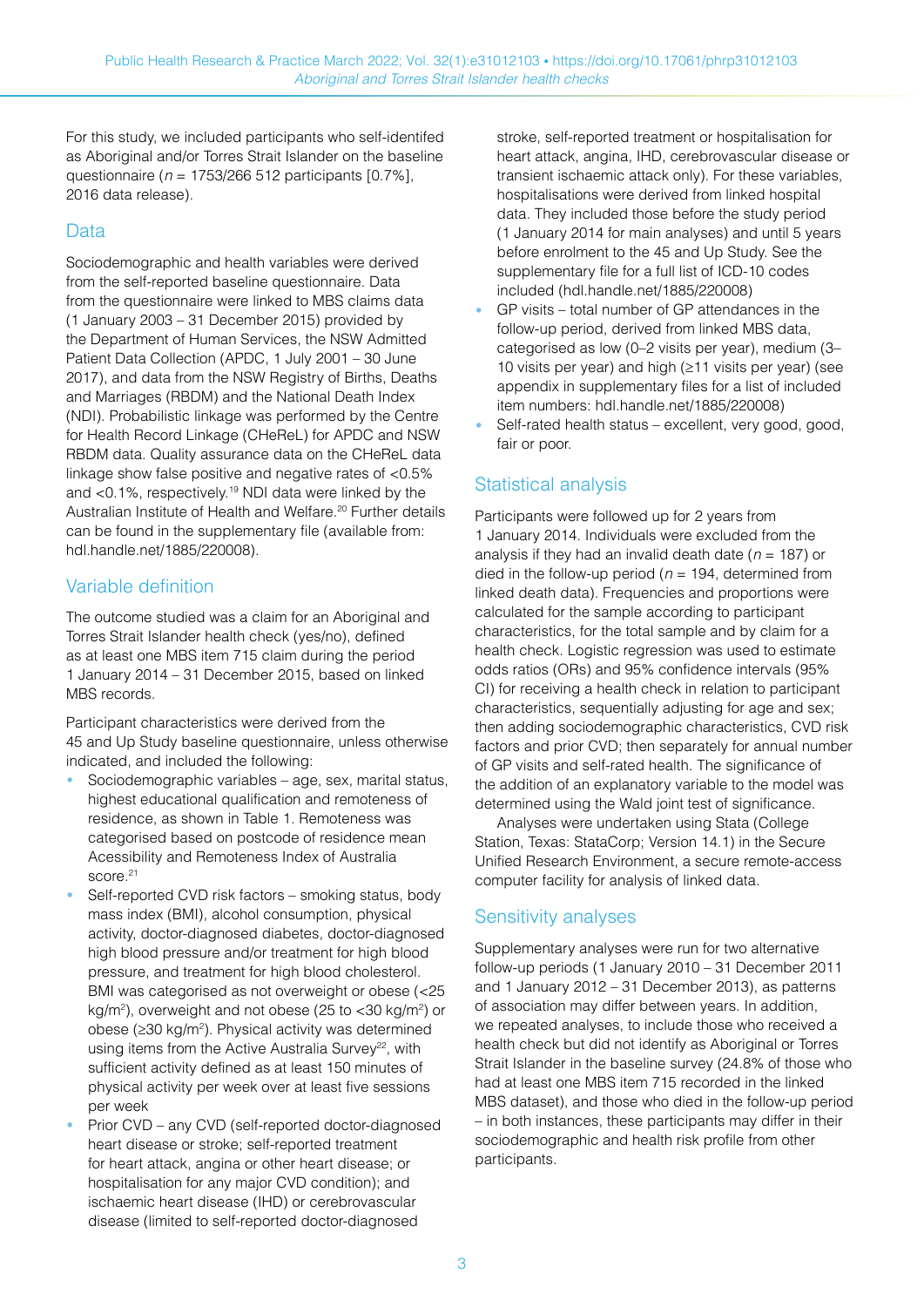For this study, we included participants who self-identifed as Aboriginal and/or Torres Strait Islander on the baseline questionnaire (*n* = 1753/266 512 participants [0.7%], 2016 data release).

## Data

Sociodemographic and health variables were derived from the self-reported baseline questionnaire. Data from the questionnaire were linked to MBS claims data (1 January 2003 – 31 December 2015) provided by the Department of Human Services, the NSW Admitted Patient Data Collection (APDC, 1 July 2001 – 30 June 2017), and data from the NSW Registry of Births, Deaths and Marriages (RBDM) and the National Death Index (NDI). Probabilistic linkage was performed by the Centre for Health Record Linkage (CHeReL) for APDC and NSW RBDM data. Quality assurance data on the CHeReL data linkage show false positive and negative rates of <0.5% and <0.1%, respectively.[19] NDI data were linked by the Australian Institute of Health and Welfare.[20] Further details can be found in the supplementary file (available from: hdl.handle.net/1885/220008).

## Variable definition

The outcome studied was a claim for an Aboriginal and Torres Strait Islander health check (yes/no), defined as at least one MBS item 715 claim during the period 1 January 2014 – 31 December 2015, based on linked MBS records.

Participant characteristics were derived from the 45 and Up Study baseline questionnaire, unless otherwise indicated, and included the following:

- Sociodemographic variables – age, sex, marital status, highest educational qualification and remoteness of residence, as shown in Table 1. Remoteness was categorised based on postcode of residence mean Accessibility and Remoteness Index of Australia score.[21]
- Self-reported CVD risk factors – smoking status, body mass index (BMI), alcohol consumption, physical activity, doctor-diagnosed diabetes, doctor-diagnosed high blood pressure and/or treatment for high blood pressure, and treatment for high blood cholesterol. BMI was categorised as not overweight or obese (<25 kg/m$^2$), overweight and not obese (25 to <30 kg/m$^2$) or obese (≥30 kg/m$^2$). Physical activity was determined using items from the Active Australia Survey[22], with sufficient activity defined as at least 150 minutes of physical activity per week over at least five sessions per week
- Prior CVD – any CVD (self-reported doctor-diagnosed heart disease or stroke; self-reported treatment for heart attack, angina or other heart disease; or hospitalisation for any major CVD condition); and ischaemic heart disease (IHD) or cerebrovascular disease (limited to self-reported doctor-diagnosed stroke, self-reported treatment or hospitalisation for heart attack, angina, IHD, cerebrovascular disease or transient ischaemic attack only). For these variables, hospitalisations were derived from linked hospital data. They included those before the study period (1 January 2014 for main analyses) and until 5 years before enrolment to the 45 and Up Study. See the supplementary file for a full list of ICD-10 codes included (hdl.handle.net/1885/220008)
- GP visits – total number of GP attendances in the follow-up period, derived from linked MBS data, categorised as low (0–2 visits per year), medium (3–10 visits per year) and high (≥11 visits per year) (see appendix in supplementary files for a list of included item numbers: hdl.handle.net/1885/220008)
- Self-rated health status – excellent, very good, good, fair or poor.

## Statistical analysis

Participants were followed up for 2 years from 1 January 2014. Individuals were excluded from the analysis if they had an invalid death date (*n* = 187) or died in the follow-up period (*n* = 194, determined from linked death data). Frequencies and proportions were calculated for the sample according to participant characteristics, for the total sample and by claim for a health check. Logistic regression was used to estimate odds ratios (ORs) and 95% confidence intervals (95% CI) for receiving a health check in relation to participant characteristics, sequentially adjusting for age and sex; then adding sociodemographic characteristics, CVD risk factors and prior CVD; then separately for annual number of GP visits and self-rated health. The significance of the addition of an explanatory variable to the model was determined using the Wald joint test of significance.

Analyses were undertaken using Stata (College Station, Texas: StataCorp; Version 14.1) in the Secure Unified Research Environment, a secure remote-access computer facility for analysis of linked data.

## Sensitivity analyses

Supplementary analyses were run for two alternative follow-up periods (1 January 2010 – 31 December 2011 and 1 January 2012 – 31 December 2013), as patterns of association may differ between years. In addition, we repeated analyses, to include those who received a health check but did not identify as Aboriginal or Torres Strait Islander in the baseline survey (24.8% of those who had at least one MBS item 715 recorded in the linked MBS dataset), and those who died in the follow-up period – in both instances, these participants may differ in their sociodemographic and health risk profile from other participants.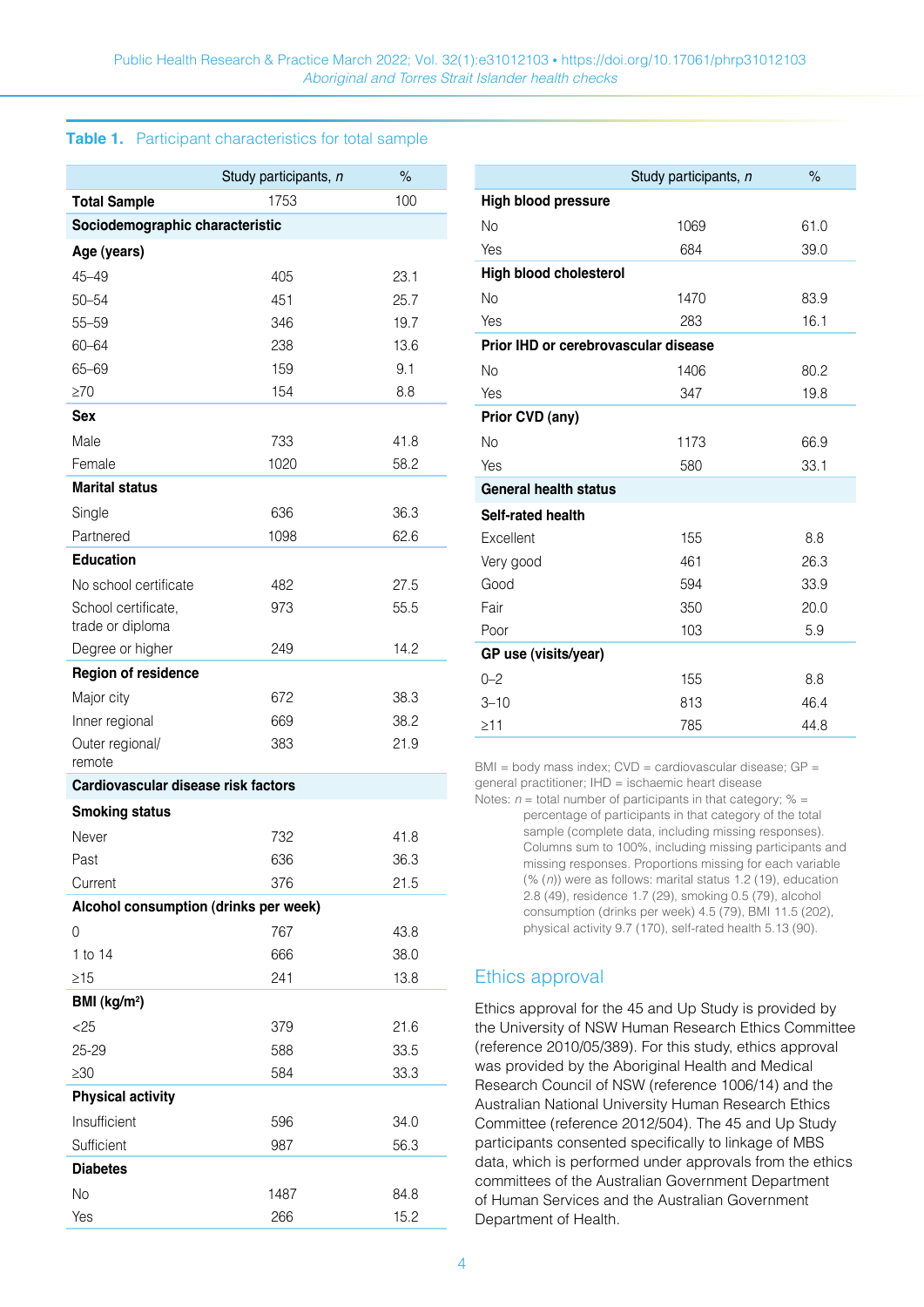**Table 1.** Participant characteristics for total sample

| | Study participants, *n* | % |
|---|---|---|
| **Total Sample** | 1753 | 100 |
| **Sociodemographic characteristic** | | |
| **Age (years)** | | |
| 45–49 | 405 | 23.1 |
| 50–54 | 451 | 25.7 |
| 55–59 | 346 | 19.7 |
| 60–64 | 238 | 13.6 |
| 65–69 | 159 | 9.1 |
| ≥70 | 154 | 8.8 |
| **Sex** | | |
| Male | 733 | 41.8 |
| Female | 1020 | 58.2 |
| **Marital status** | | |
| Single | 636 | 36.3 |
| Partnered | 1098 | 62.6 |
| **Education** | | |
| No school certificate | 482 | 27.5 |
| School certificate, trade or diploma | 973 | 55.5 |
| Degree or higher | 249 | 14.2 |
| **Region of residence** | | |
| Major city | 672 | 38.3 |
| Inner regional | 669 | 38.2 |
| Outer regional/ remote | 383 | 21.9 |
| **Cardiovascular disease risk factors** | | |
| **Smoking status** | | |
| Never | 732 | 41.8 |
| Past | 636 | 36.3 |
| Current | 376 | 21.5 |
| **Alcohol consumption (drinks per week)** | | |
| 0 | 767 | 43.8 |
| 1 to 14 | 666 | 38.0 |
| ≥15 | 241 | 13.8 |
| **BMI (kg/m²)** | | |
| <25 | 379 | 21.6 |
| 25-29 | 588 | 33.5 |
| ≥30 | 584 | 33.3 |
| **Physical activity** | | |
| Insufficient | 596 | 34.0 |
| Sufficient | 987 | 56.3 |
| **Diabetes** | | |
| No | 1487 | 84.8 |
| Yes | 266 | 15.2 |
| **High blood pressure** | | |
| No | 1069 | 61.0 |
| Yes | 684 | 39.0 |
| **High blood cholesterol** | | |
| No | 1470 | 83.9 |
| Yes | 283 | 16.1 |
| **Prior IHD or cerebrovascular disease** | | |
| No | 1406 | 80.2 |
| Yes | 347 | 19.8 |
| **Prior CVD (any)** | | |
| No | 1173 | 66.9 |
| Yes | 580 | 33.1 |
| **General health status** | | |
| **Self-rated health** | | |
| Excellent | 155 | 8.8 |
| Very good | 461 | 26.3 |
| Good | 594 | 33.9 |
| Fair | 350 | 20.0 |
| Poor | 103 | 5.9 |
| **GP use (visits/year)** | | |
| 0–2 | 155 | 8.8 |
| 3–10 | 813 | 46.4 |
| ≥11 | 785 | 44.8 |

BMI = body mass index; CVD = cardiovascular disease; GP = general practitioner; IHD = ischaemic heart disease

Notes: *n* = total number of participants in that category; % = percentage of participants in that category of the total sample (complete data, including missing responses). Columns sum to 100%, including missing participants and missing responses. Proportions missing for each variable (% (*n*)) were as follows: marital status 1.2 (19), education 2.8 (49), residence 1.7 (29), smoking 0.5 (79), alcohol consumption (drinks per week) 4.5 (79), BMI 11.5 (202), physical activity 9.7 (170), self-rated health 5.13 (90).

## Ethics approval

Ethics approval for the 45 and Up Study is provided by the University of NSW Human Research Ethics Committee (reference 2010/05/389). For this study, ethics approval was provided by the Aboriginal Health and Medical Research Council of NSW (reference 1006/14) and the Australian National University Human Research Ethics Committee (reference 2012/504). The 45 and Up Study participants consented specifically to linkage of MBS data, which is performed under approvals from the ethics committees of the Australian Government Department of Human Services and the Australian Government Department of Health.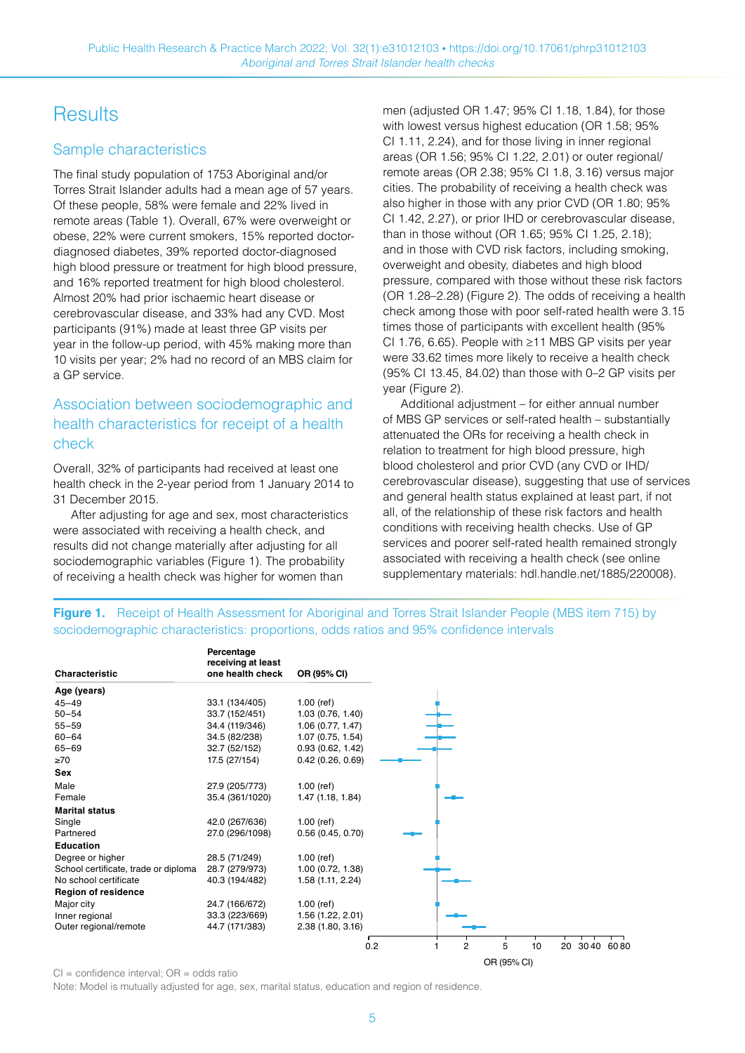# Results

## Sample characteristics

The final study population of 1753 Aboriginal and/or Torres Strait Islander adults had a mean age of 57 years. Of these people, 58% were female and 22% lived in remote areas (Table 1). Overall, 67% were overweight or obese, 22% were current smokers, 15% reported doctor-diagnosed diabetes, 39% reported doctor-diagnosed high blood pressure or treatment for high blood pressure, and 16% reported treatment for high blood cholesterol. Almost 20% had prior ischaemic heart disease or cerebrovascular disease, and 33% had any CVD. Most participants (91%) made at least three GP visits per year in the follow-up period, with 45% making more than 10 visits per year; 2% had no record of an MBS claim for a GP service.

## Association between sociodemographic and health characteristics for receipt of a health check

Overall, 32% of participants had received at least one health check in the 2-year period from 1 January 2014 to 31 December 2015.

After adjusting for age and sex, most characteristics were associated with receiving a health check, and results did not change materially after adjusting for all sociodemographic variables (Figure 1). The probability of receiving a health check was higher for women than men (adjusted OR 1.47; 95% CI 1.18, 1.84), for those with lowest versus highest education (OR 1.58; 95% CI 1.11, 2.24), and for those living in inner regional areas (OR 1.56; 95% CI 1.22, 2.01) or outer regional/ remote areas (OR 2.38; 95% CI 1.8, 3.16) versus major cities. The probability of receiving a health check was also higher in those with any prior CVD (OR 1.80; 95% CI 1.42, 2.27), or prior IHD or cerebrovascular disease, than in those without (OR 1.65; 95% CI 1.25, 2.18); and in those with CVD risk factors, including smoking, overweight and obesity, diabetes and high blood pressure, compared with those without these risk factors (OR 1.28–2.28) (Figure 2). The odds of receiving a health check among those with poor self-rated health were 3.15 times those of participants with excellent health (95% CI 1.76, 6.65). People with ≥11 MBS GP visits per year were 33.62 times more likely to receive a health check (95% CI 13.45, 84.02) than those with 0–2 GP visits per year (Figure 2).

Additional adjustment – for either annual number of MBS GP services or self-rated health – substantially attenuated the ORs for receiving a health check in relation to treatment for high blood pressure, high blood cholesterol and prior CVD (any CVD or IHD/ cerebrovascular disease), suggesting that use of services and general health status explained at least part, if not all, of the relationship of these risk factors and health conditions with receiving health checks. Use of GP services and poorer self-rated health remained strongly associated with receiving a health check (see online supplementary materials: hdl.handle.net/1885/220008).

**Figure 1.** Receipt of Health Assessment for Aboriginal and Torres Strait Islander People (MBS item 715) by sociodemographic characteristics: proportions, odds ratios and 95% confidence intervals

| Characteristic | Percentage receiving at least one health check | OR (95% CI) |
|---|---|---|
| **Age (years)** | | |
| 45–49 | 33.1 (134/405) | 1.00 (ref) |
| 50–54 | 33.7 (152/451) | 1.03 (0.76, 1.40) |
| 55–59 | 34.4 (119/346) | 1.06 (0.77, 1.47) |
| 60–64 | 34.5 (82/238) | 1.07 (0.75, 1.54) |
| 65–69 | 32.7 (52/152) | 0.93 (0.62, 1.42) |
| ≥70 | 17.5 (27/154) | 0.42 (0.26, 0.69) |
| **Sex** | | |
| Male | 27.9 (205/773) | 1.00 (ref) |
| Female | 35.4 (361/1020) | 1.47 (1.18, 1.84) |
| **Marital status** | | |
| Single | 42.0 (267/636) | 1.00 (ref) |
| Partnered | 27.0 (296/1098) | 0.56 (0.45, 0.70) |
| **Education** | | |
| Degree or higher | 28.5 (71/249) | 1.00 (ref) |
| School certificate, trade or diploma | 28.7 (279/973) | 1.00 (0.72, 1.38) |
| No school certificate | 40.3 (194/482) | 1.58 (1.11, 2.24) |
| **Region of residence** | | |
| Major city | 24.7 (166/672) | 1.00 (ref) |
| Inner regional | 33.3 (223/669) | 1.56 (1.22, 2.01) |
| Outer regional/remote | 44.7 (171/383) | 2.38 (1.80, 3.16) |

CI = confidence interval; OR = odds ratio

Note: Model is mutually adjusted for age, sex, marital status, education and region of residence.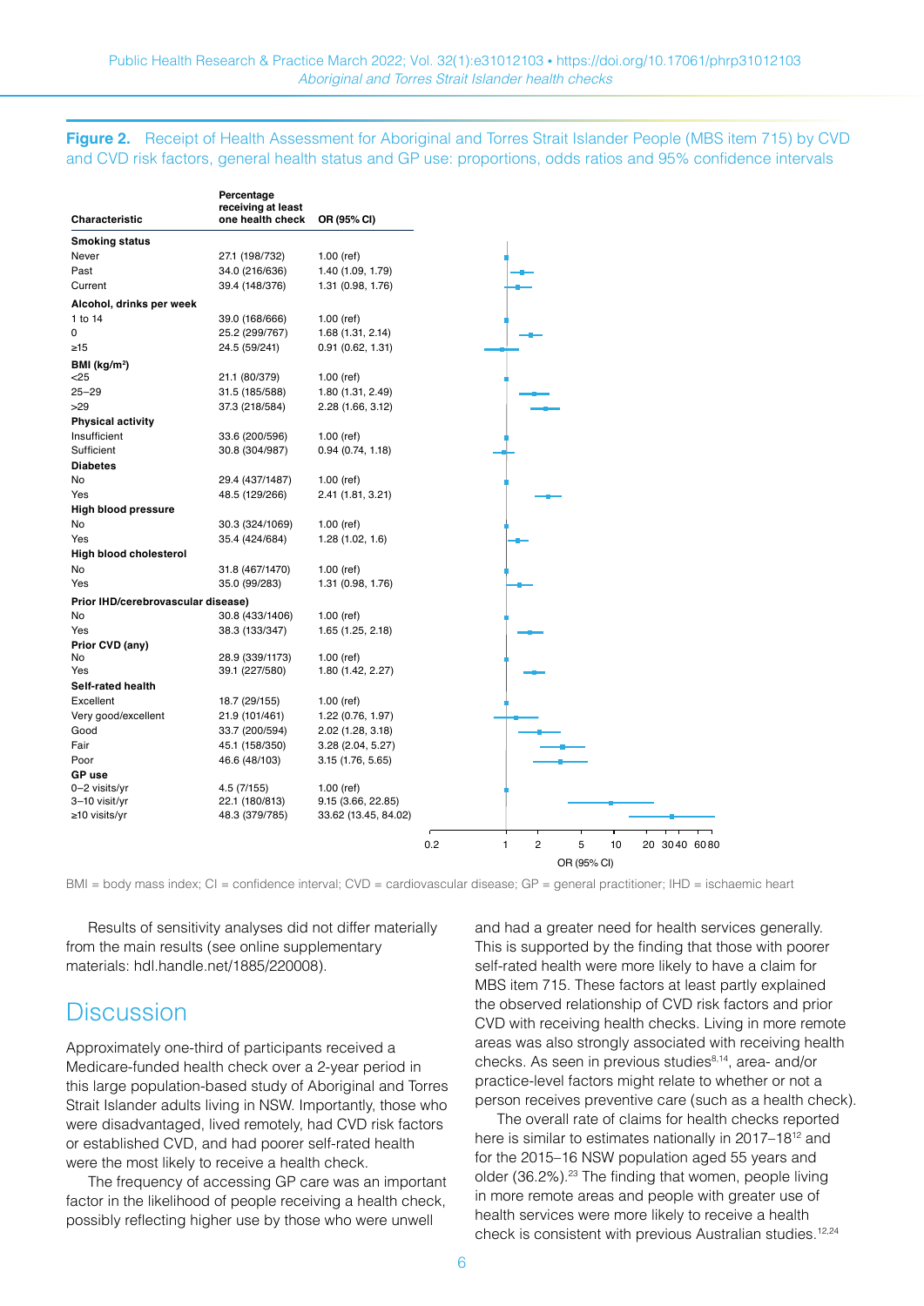**Figure 2.** Receipt of Health Assessment for Aboriginal and Torres Strait Islander People (MBS item 715) by CVD and CVD risk factors, general health status and GP use: proportions, odds ratios and 95% confidence intervals

| Characteristic | Percentage receiving at least one health check | OR (95% CI) |
|---|---|---|
| **Smoking status** | | |
| Never | 27.1 (198/732) | 1.00 (ref) |
| Past | 34.0 (216/636) | 1.40 (1.09, 1.79) |
| Current | 39.4 (148/376) | 1.31 (0.98, 1.76) |
| **Alcohol, drinks per week** | | |
| 1 to 14 | 39.0 (168/666) | 1.00 (ref) |
| 0 | 25.2 (299/767) | 1.68 (1.31, 2.14) |
| ≥15 | 24.5 (59/241) | 0.91 (0.62, 1.31) |
| **BMI (kg/m²)** | | |
| <25 | 21.1 (80/379) | 1.00 (ref) |
| 25–29 | 31.5 (185/588) | 1.80 (1.31, 2.49) |
| >29 | 37.3 (218/584) | 2.28 (1.66, 3.12) |
| **Physical activity** | | |
| Insufficient | 33.6 (200/596) | 1.00 (ref) |
| Sufficient | 30.8 (304/987) | 0.94 (0.74, 1.18) |
| **Diabetes** | | |
| No | 29.4 (437/1487) | 1.00 (ref) |
| Yes | 48.5 (129/266) | 2.41 (1.81, 3.21) |
| **High blood pressure** | | |
| No | 30.3 (324/1069) | 1.00 (ref) |
| Yes | 35.4 (424/684) | 1.28 (1.02, 1.6) |
| **High blood cholesterol** | | |
| No | 31.8 (467/1470) | 1.00 (ref) |
| Yes | 35.0 (99/283) | 1.31 (0.98, 1.76) |
| **Prior IHD/cerebrovascular disease)** | | |
| No | 30.8 (433/1406) | 1.00 (ref) |
| Yes | 38.3 (133/347) | 1.65 (1.25, 2.18) |
| **Prior CVD (any)** | | |
| No | 28.9 (339/1173) | 1.00 (ref) |
| Yes | 39.1 (227/580) | 1.80 (1.42, 2.27) |
| **Self-rated health** | | |
| Excellent | 18.7 (29/155) | 1.00 (ref) |
| Very good/excellent | 21.9 (101/461) | 1.22 (0.76, 1.97) |
| Good | 33.7 (200/594) | 2.02 (1.28, 3.18) |
| Fair | 45.1 (158/350) | 3.28 (2.04, 5.27) |
| Poor | 46.6 (48/103) | 3.15 (1.76, 5.65) |
| **GP use** | | |
| 0–2 visits/yr | 4.5 (7/155) | 1.00 (ref) |
| 3–10 visit/yr | 22.1 (180/813) | 9.15 (3.66, 22.85) |
| ≥10 visits/yr | 48.3 (379/785) | 33.62 (13.45, 84.02) |

BMI = body mass index; CI = confidence interval; CVD = cardiovascular disease; GP = general practitioner; IHD = ischaemic heart

Results of sensitivity analyses did not differ materially from the main results (see online supplementary materials: hdl.handle.net/1885/220008).

## Discussion

Approximately one-third of participants received a Medicare-funded health check over a 2-year period in this large population-based study of Aboriginal and Torres Strait Islander adults living in NSW. Importantly, those who were disadvantaged, lived remotely, had CVD risk factors or established CVD, and had poorer self-rated health were the most likely to receive a health check.

The frequency of accessing GP care was an important factor in the likelihood of people receiving a health check, possibly reflecting higher use by those who were unwell and had a greater need for health services generally. This is supported by the finding that those with poorer self-rated health were more likely to have a claim for MBS item 715. These factors at least partly explained the observed relationship of CVD risk factors and prior CVD with receiving health checks. Living in more remote areas was also strongly associated with receiving health checks. As seen in previous studies[8,14], area- and/or practice-level factors might relate to whether or not a person receives preventive care (such as a health check).

The overall rate of claims for health checks reported here is similar to estimates nationally in 2017–18[12] and for the 2015–16 NSW population aged 55 years and older (36.2%).[23] The finding that women, people living in more remote areas and people with greater use of health services were more likely to receive a health check is consistent with previous Australian studies.[12,24]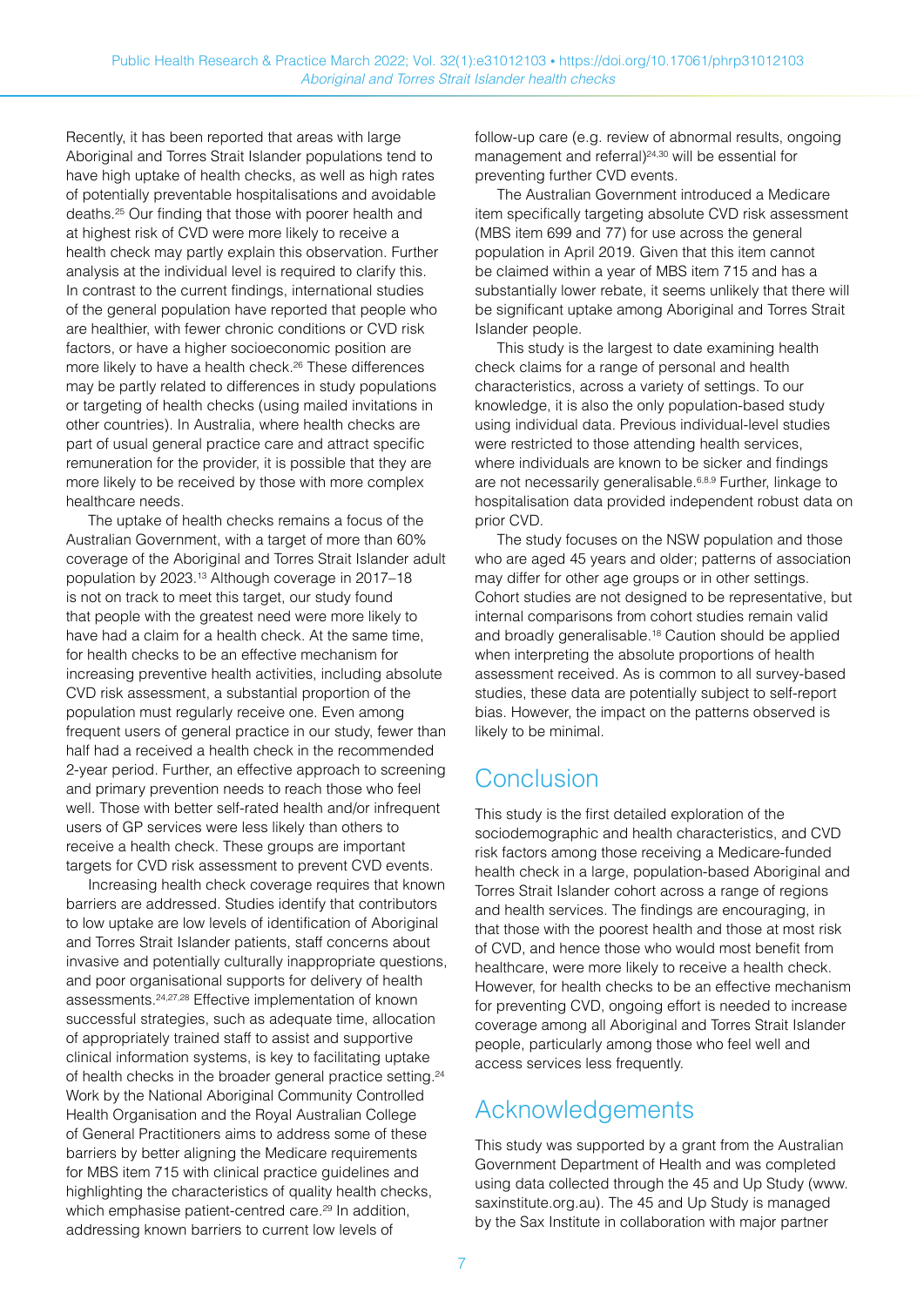Recently, it has been reported that areas with large Aboriginal and Torres Strait Islander populations tend to have high uptake of health checks, as well as high rates of potentially preventable hospitalisations and avoidable deaths.[25] Our finding that those with poorer health and at highest risk of CVD were more likely to receive a health check may partly explain this observation. Further analysis at the individual level is required to clarify this. In contrast to the current findings, international studies of the general population have reported that people who are healthier, with fewer chronic conditions or CVD risk factors, or have a higher socioeconomic position are more likely to have a health check.[26] These differences may be partly related to differences in study populations or targeting of health checks (using mailed invitations in other countries). In Australia, where health checks are part of usual general practice care and attract specific remuneration for the provider, it is possible that they are more likely to be received by those with more complex healthcare needs.

The uptake of health checks remains a focus of the Australian Government, with a target of more than 60% coverage of the Aboriginal and Torres Strait Islander adult population by 2023.[13] Although coverage in 2017–18 is not on track to meet this target, our study found that people with the greatest need were more likely to have had a claim for a health check. At the same time, for health checks to be an effective mechanism for increasing preventive health activities, including absolute CVD risk assessment, a substantial proportion of the population must regularly receive one. Even among frequent users of general practice in our study, fewer than half had a received a health check in the recommended 2-year period. Further, an effective approach to screening and primary prevention needs to reach those who feel well. Those with better self-rated health and/or infrequent users of GP services were less likely than others to receive a health check. These groups are important targets for CVD risk assessment to prevent CVD events.

Increasing health check coverage requires that known barriers are addressed. Studies identify that contributors to low uptake are low levels of identification of Aboriginal and Torres Strait Islander patients, staff concerns about invasive and potentially culturally inappropriate questions, and poor organisational supports for delivery of health assessments.[24,27,28] Effective implementation of known successful strategies, such as adequate time, allocation of appropriately trained staff to assist and supportive clinical information systems, is key to facilitating uptake of health checks in the broader general practice setting.[24] Work by the National Aboriginal Community Controlled Health Organisation and the Royal Australian College of General Practitioners aims to address some of these barriers by better aligning the Medicare requirements for MBS item 715 with clinical practice guidelines and highlighting the characteristics of quality health checks, which emphasise patient-centred care.[29] In addition, addressing known barriers to current low levels of follow-up care (e.g. review of abnormal results, ongoing management and referral)[24,30] will be essential for preventing further CVD events.

The Australian Government introduced a Medicare item specifically targeting absolute CVD risk assessment (MBS item 699 and 77) for use across the general population in April 2019. Given that this item cannot be claimed within a year of MBS item 715 and has a substantially lower rebate, it seems unlikely that there will be significant uptake among Aboriginal and Torres Strait Islander people.

This study is the largest to date examining health check claims for a range of personal and health characteristics, across a variety of settings. To our knowledge, it is also the only population-based study using individual data. Previous individual-level studies were restricted to those attending health services, where individuals are known to be sicker and findings are not necessarily generalisable.[6,8,9] Further, linkage to hospitalisation data provided independent robust data on prior CVD.

The study focuses on the NSW population and those who are aged 45 years and older; patterns of association may differ for other age groups or in other settings. Cohort studies are not designed to be representative, but internal comparisons from cohort studies remain valid and broadly generalisable.[18] Caution should be applied when interpreting the absolute proportions of health assessment received. As is common to all survey-based studies, these data are potentially subject to self-report bias. However, the impact on the patterns observed is likely to be minimal.

# Conclusion

This study is the first detailed exploration of the sociodemographic and health characteristics, and CVD risk factors among those receiving a Medicare-funded health check in a large, population-based Aboriginal and Torres Strait Islander cohort across a range of regions and health services. The findings are encouraging, in that those with the poorest health and those at most risk of CVD, and hence those who would most benefit from healthcare, were more likely to receive a health check. However, for health checks to be an effective mechanism for preventing CVD, ongoing effort is needed to increase coverage among all Aboriginal and Torres Strait Islander people, particularly among those who feel well and access services less frequently.

# Acknowledgements

This study was supported by a grant from the Australian Government Department of Health and was completed using data collected through the 45 and Up Study (www.saxinstitute.org.au). The 45 and Up Study is managed by the Sax Institute in collaboration with major partner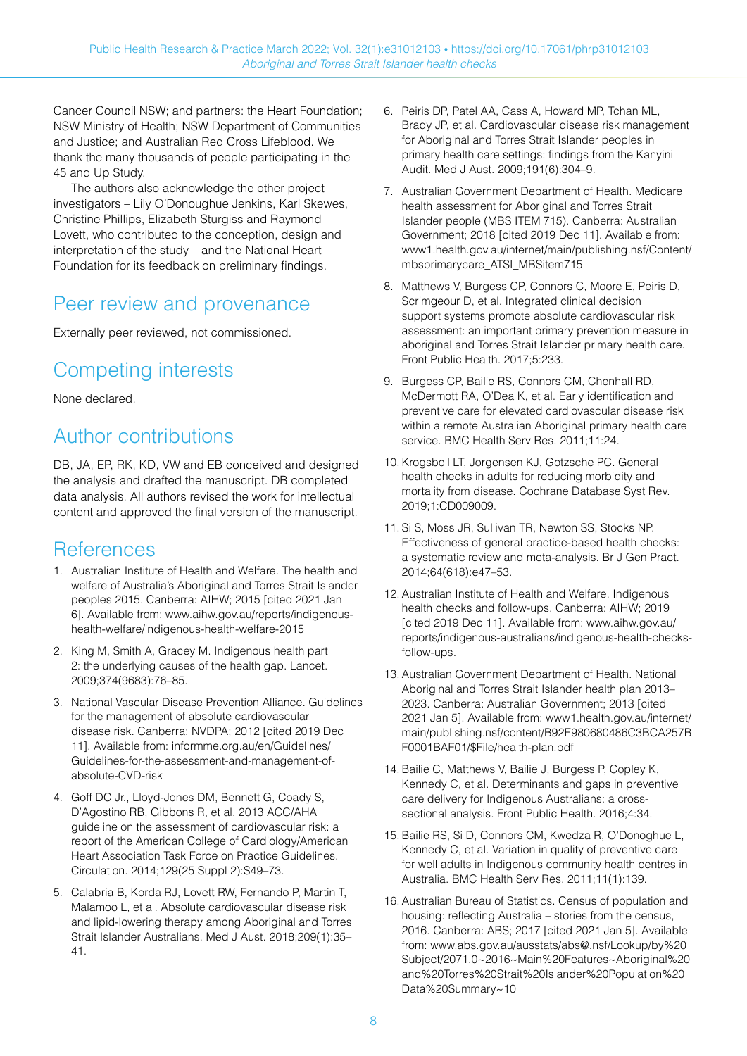Cancer Council NSW; and partners: the Heart Foundation; NSW Ministry of Health; NSW Department of Communities and Justice; and Australian Red Cross Lifeblood. We thank the many thousands of people participating in the 45 and Up Study.

The authors also acknowledge the other project investigators – Lily O'Donoughue Jenkins, Karl Skewes, Christine Phillips, Elizabeth Sturgiss and Raymond Lovett, who contributed to the conception, design and interpretation of the study – and the National Heart Foundation for its feedback on preliminary findings.

# Peer review and provenance

Externally peer reviewed, not commissioned.

# Competing interests

None declared.

# Author contributions

DB, JA, EP, RK, KD, VW and EB conceived and designed the analysis and drafted the manuscript. DB completed data analysis. All authors revised the work for intellectual content and approved the final version of the manuscript.

# References

1. Australian Institute of Health and Welfare. The health and welfare of Australia's Aboriginal and Torres Strait Islander peoples 2015. Canberra: AIHW; 2015 [cited 2021 Jan 6]. Available from: www.aihw.gov.au/reports/indigenous-health-welfare/indigenous-health-welfare-2015
2. King M, Smith A, Gracey M. Indigenous health part 2: the underlying causes of the health gap. Lancet. 2009;374(9683):76–85.
3. National Vascular Disease Prevention Alliance. Guidelines for the management of absolute cardiovascular disease risk. Canberra: NVDPA; 2012 [cited 2019 Dec 11]. Available from: informme.org.au/en/Guidelines/Guidelines-for-the-assessment-and-management-of-absolute-CVD-risk
4. Goff DC Jr., Lloyd-Jones DM, Bennett G, Coady S, D'Agostino RB, Gibbons R, et al. 2013 ACC/AHA guideline on the assessment of cardiovascular risk: a report of the American College of Cardiology/American Heart Association Task Force on Practice Guidelines. Circulation. 2014;129(25 Suppl 2):S49–73.
5. Calabria B, Korda RJ, Lovett RW, Fernando P, Martin T, Malamoo L, et al. Absolute cardiovascular disease risk and lipid-lowering therapy among Aboriginal and Torres Strait Islander Australians. Med J Aust. 2018;209(1):35–41.
6. Peiris DP, Patel AA, Cass A, Howard MP, Tchan ML, Brady JP, et al. Cardiovascular disease risk management for Aboriginal and Torres Strait Islander peoples in primary health care settings: findings from the Kanyini Audit. Med J Aust. 2009;191(6):304–9.
7. Australian Government Department of Health. Medicare health assessment for Aboriginal and Torres Strait Islander people (MBS ITEM 715). Canberra: Australian Government; 2018 [cited 2019 Dec 11]. Available from: www1.health.gov.au/internet/main/publishing.nsf/Content/mbsprimarycare_ATSI_MBSitem715
8. Matthews V, Burgess CP, Connors C, Moore E, Peiris D, Scrimgeour D, et al. Integrated clinical decision support systems promote absolute cardiovascular risk assessment: an important primary prevention measure in aboriginal and Torres Strait Islander primary health care. Front Public Health. 2017;5:233.
9. Burgess CP, Bailie RS, Connors CM, Chenhall RD, McDermott RA, O'Dea K, et al. Early identification and preventive care for elevated cardiovascular disease risk within a remote Australian Aboriginal primary health care service. BMC Health Serv Res. 2011;11:24.
10. Krogsboll LT, Jorgensen KJ, Gotzsche PC. General health checks in adults for reducing morbidity and mortality from disease. Cochrane Database Syst Rev. 2019;1:CD009009.
11. Si S, Moss JR, Sullivan TR, Newton SS, Stocks NP. Effectiveness of general practice-based health checks: a systematic review and meta-analysis. Br J Gen Pract. 2014;64(618):e47–53.
12. Australian Institute of Health and Welfare. Indigenous health checks and follow-ups. Canberra: AIHW; 2019 [cited 2019 Dec 11]. Available from: www.aihw.gov.au/reports/indigenous-australians/indigenous-health-checks-follow-ups.
13. Australian Government Department of Health. National Aboriginal and Torres Strait Islander health plan 2013–2023. Canberra: Australian Government; 2013 [cited 2021 Jan 5]. Available from: www1.health.gov.au/internet/main/publishing.nsf/content/B92E980680486C3BCA257BF0001BAF01/$File/health-plan.pdf
14. Bailie C, Matthews V, Bailie J, Burgess P, Copley K, Kennedy C, et al. Determinants and gaps in preventive care delivery for Indigenous Australians: a cross-sectional analysis. Front Public Health. 2016;4:34.
15. Bailie RS, Si D, Connors CM, Kwedza R, O'Donoghue L, Kennedy C, et al. Variation in quality of preventive care for well adults in Indigenous community health centres in Australia. BMC Health Serv Res. 2011;11(1):139.
16. Australian Bureau of Statistics. Census of population and housing: reflecting Australia – stories from the census, 2016. Canberra: ABS; 2017 [cited 2021 Jan 5]. Available from: www.abs.gov.au/ausstats/abs@.nsf/Lookup/by%20Subject/2071.0~2016~Main%20Features~Aboriginal%20and%20Torres%20Strait%20Islander%20Population%20Data%20Summary~10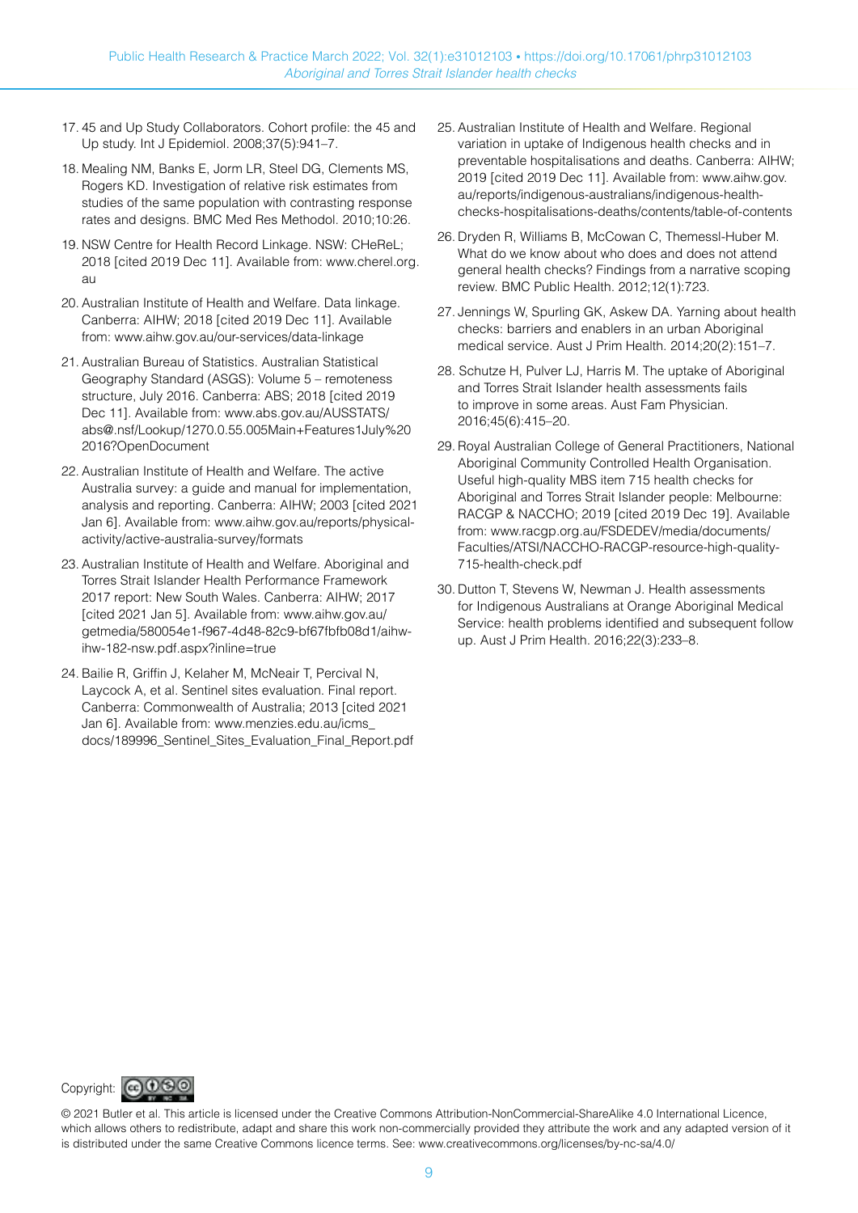17. 45 and Up Study Collaborators. Cohort profile: the 45 and Up study. Int J Epidemiol. 2008;37(5):941–7.
18. Mealing NM, Banks E, Jorm LR, Steel DG, Clements MS, Rogers KD. Investigation of relative risk estimates from studies of the same population with contrasting response rates and designs. BMC Med Res Methodol. 2010;10:26.
19. NSW Centre for Health Record Linkage. NSW: CHeReL; 2018 [cited 2019 Dec 11]. Available from: www.cherel.org.au
20. Australian Institute of Health and Welfare. Data linkage. Canberra: AIHW; 2018 [cited 2019 Dec 11]. Available from: www.aihw.gov.au/our-services/data-linkage
21. Australian Bureau of Statistics. Australian Statistical Geography Standard (ASGS): Volume 5 – remoteness structure, July 2016. Canberra: ABS; 2018 [cited 2019 Dec 11]. Available from: www.abs.gov.au/AUSSTATS/abs@.nsf/Lookup/1270.0.55.005Main+Features1July%202016?OpenDocument
22. Australian Institute of Health and Welfare. The active Australia survey: a guide and manual for implementation, analysis and reporting. Canberra: AIHW; 2003 [cited 2021 Jan 6]. Available from: www.aihw.gov.au/reports/physical-activity/active-australia-survey/formats
23. Australian Institute of Health and Welfare. Aboriginal and Torres Strait Islander Health Performance Framework 2017 report: New South Wales. Canberra: AIHW; 2017 [cited 2021 Jan 5]. Available from: www.aihw.gov.au/getmedia/580054e1-f967-4d48-82c9-bf67fbfb08d1/aihw-ihw-182-nsw.pdf.aspx?inline=true
24. Bailie R, Griffin J, Kelaher M, McNeair T, Percival N, Laycock A, et al. Sentinel sites evaluation. Final report. Canberra: Commonwealth of Australia; 2013 [cited 2021 Jan 6]. Available from: www.menzies.edu.au/icms_docs/189996_Sentinel_Sites_Evaluation_Final_Report.pdf
25. Australian Institute of Health and Welfare. Regional variation in uptake of Indigenous health checks and in preventable hospitalisations and deaths. Canberra: AIHW; 2019 [cited 2019 Dec 11]. Available from: www.aihw.gov.au/reports/indigenous-australians/indigenous-health-checks-hospitalisations-deaths/contents/table-of-contents
26. Dryden R, Williams B, McCowan C, Themessl-Huber M. What do we know about who does and does not attend general health checks? Findings from a narrative scoping review. BMC Public Health. 2012;12(1):723.
27. Jennings W, Spurling GK, Askew DA. Yarning about health checks: barriers and enablers in an urban Aboriginal medical service. Aust J Prim Health. 2014;20(2):151–7.
28. Schutze H, Pulver LJ, Harris M. The uptake of Aboriginal and Torres Strait Islander health assessments fails to improve in some areas. Aust Fam Physician. 2016;45(6):415–20.
29. Royal Australian College of General Practitioners, National Aboriginal Community Controlled Health Organisation. Useful high-quality MBS item 715 health checks for Aboriginal and Torres Strait Islander people: Melbourne: RACGP & NACCHO; 2019 [cited 2019 Dec 19]. Available from: www.racgp.org.au/FSDEDEV/media/documents/Faculties/ATSI/NACCHO-RACGP-resource-high-quality-715-health-check.pdf
30. Dutton T, Stevens W, Newman J. Health assessments for Indigenous Australians at Orange Aboriginal Medical Service: health problems identified and subsequent follow up. Aust J Prim Health. 2016;22(3):233–8.

Copyright:

© 2021 Butler et al. This article is licensed under the Creative Commons Attribution-NonCommercial-ShareAlike 4.0 International Licence, which allows others to redistribute, adapt and share this work non-commercially provided they attribute the work and any adapted version of it is distributed under the same Creative Commons licence terms. See: www.creativecommons.org/licenses/by-nc-sa/4.0/